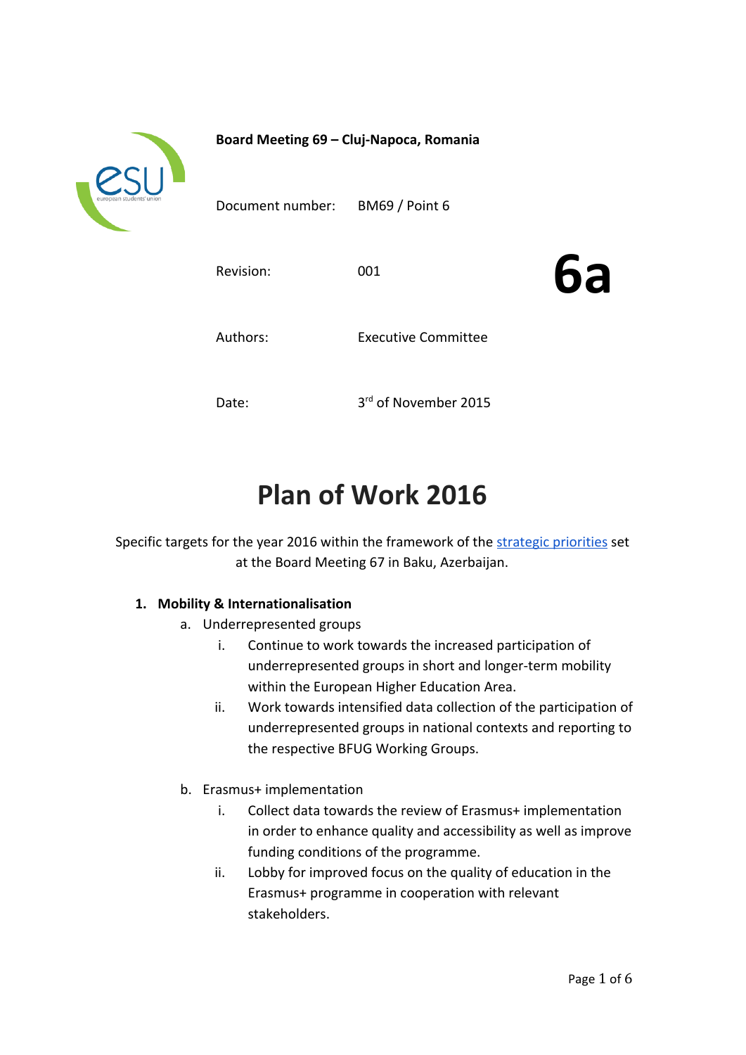**Board Meeting 69 – Cluj-Napoca, Romania**

| | | |
|---|---|---|
| Document number: | BM69 / Point 6 | |
| Revision: | 001 | **6a** |
| Authors: | Executive Committee | |
| Date: | 3rd of November 2015 | |

# Plan of Work 2016

Specific targets for the year 2016 within the framework of the [strategic priorities](strategic priorities) set at the Board Meeting 67 in Baku, Azerbaijan.

1. **Mobility & Internationalisation**
   a. Underrepresented groups
      i. Continue to work towards the increased participation of underrepresented groups in short and longer-term mobility within the European Higher Education Area.
      ii. Work towards intensified data collection of the participation of underrepresented groups in national contexts and reporting to the respective BFUG Working Groups.

   b. Erasmus+ implementation
      i. Collect data towards the review of Erasmus+ implementation in order to enhance quality and accessibility as well as improve funding conditions of the programme.
      ii. Lobby for improved focus on the quality of education in the Erasmus+ programme in cooperation with relevant stakeholders.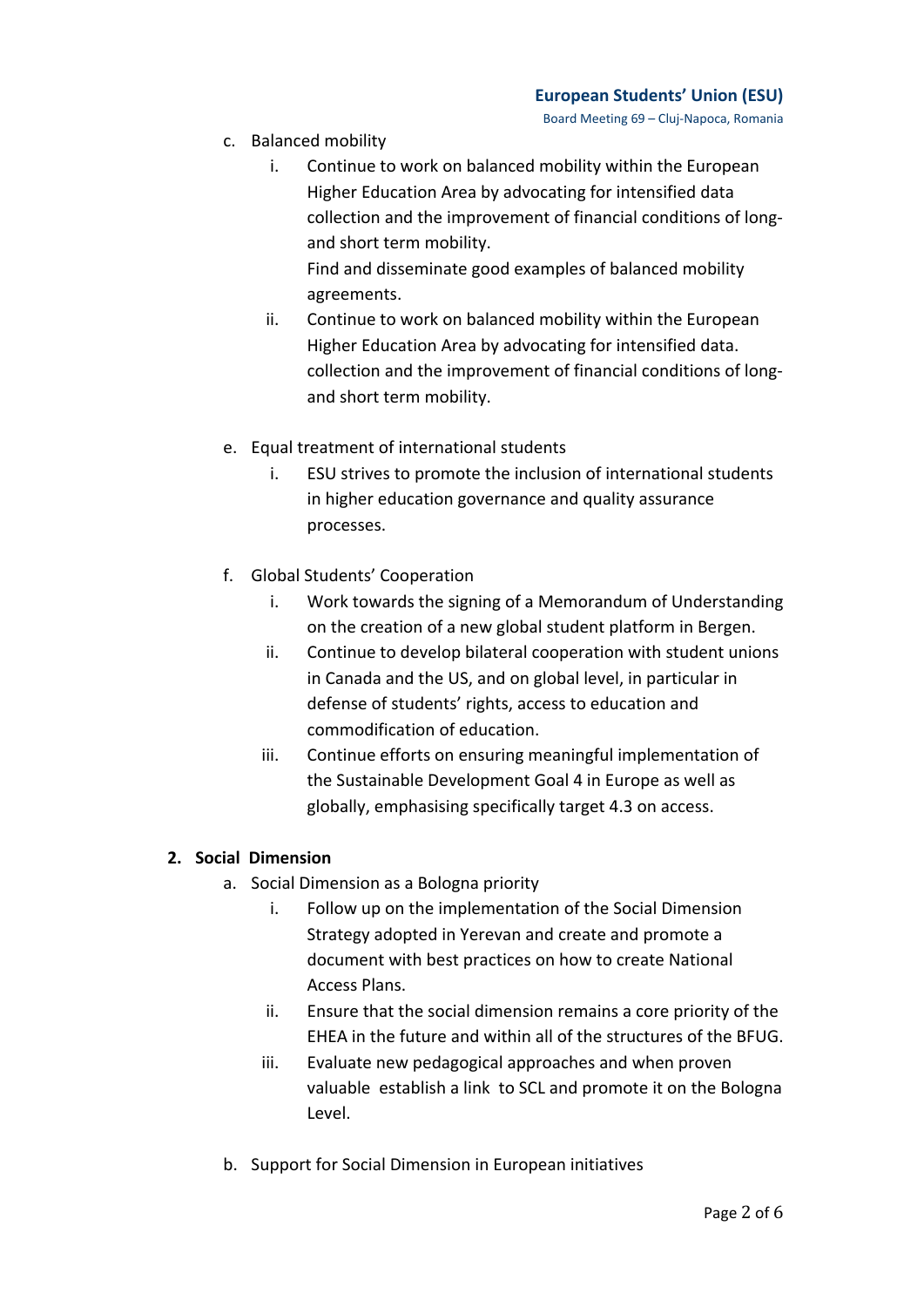c. Balanced mobility
   i. Continue to work on balanced mobility within the European Higher Education Area by advocating for intensified data collection and the improvement of financial conditions of long- and short term mobility.
      Find and disseminate good examples of balanced mobility agreements.
   ii. Continue to work on balanced mobility within the European Higher Education Area by advocating for intensified data. collection and the improvement of financial conditions of long- and short term mobility.

e. Equal treatment of international students
   i. ESU strives to promote the inclusion of international students in higher education governance and quality assurance processes.

f. Global Students' Cooperation
   i. Work towards the signing of a Memorandum of Understanding on the creation of a new global student platform in Bergen.
   ii. Continue to develop bilateral cooperation with student unions in Canada and the US, and on global level, in particular in defense of students' rights, access to education and commodification of education.
   iii. Continue efforts on ensuring meaningful implementation of the Sustainable Development Goal 4 in Europe as well as globally, emphasising specifically target 4.3 on access.

**2. Social Dimension**

a. Social Dimension as a Bologna priority
   i. Follow up on the implementation of the Social Dimension Strategy adopted in Yerevan and create and promote a document with best practices on how to create National Access Plans.
   ii. Ensure that the social dimension remains a core priority of the EHEA in the future and within all of the structures of the BFUG.
   iii. Evaluate new pedagogical approaches and when proven valuable establish a link to SCL and promote it on the Bologna Level.

b. Support for Social Dimension in European initiatives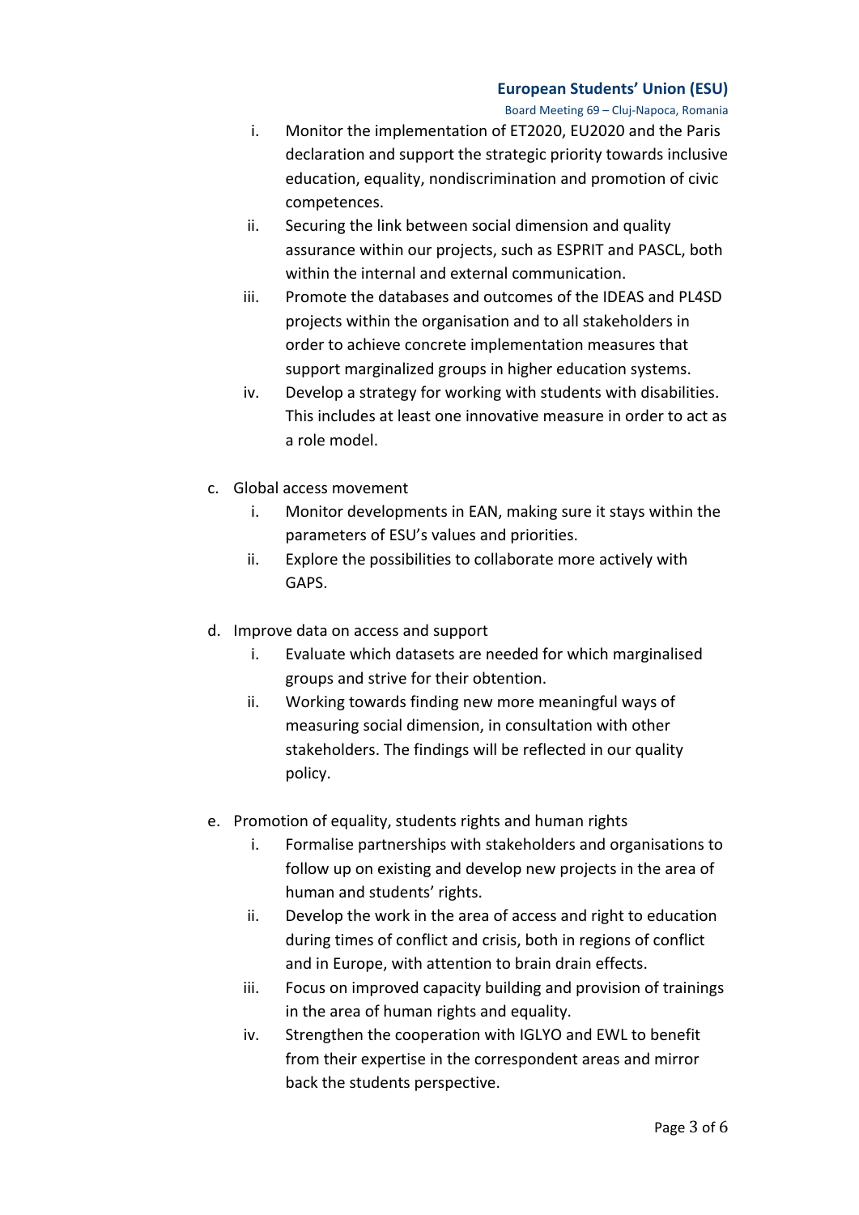i. Monitor the implementation of ET2020, EU2020 and the Paris declaration and support the strategic priority towards inclusive education, equality, nondiscrimination and promotion of civic competences.
   ii. Securing the link between social dimension and quality assurance within our projects, such as ESPRIT and PASCL, both within the internal and external communication.
   iii. Promote the databases and outcomes of the IDEAS and PL4SD projects within the organisation and to all stakeholders in order to achieve concrete implementation measures that support marginalized groups in higher education systems.
   iv. Develop a strategy for working with students with disabilities. This includes at least one innovative measure in order to act as a role model.

c. Global access movement
   i. Monitor developments in EAN, making sure it stays within the parameters of ESU's values and priorities.
   ii. Explore the possibilities to collaborate more actively with GAPS.

d. Improve data on access and support
   i. Evaluate which datasets are needed for which marginalised groups and strive for their obtention.
   ii. Working towards finding new more meaningful ways of measuring social dimension, in consultation with other stakeholders. The findings will be reflected in our quality policy.

e. Promotion of equality, students rights and human rights
   i. Formalise partnerships with stakeholders and organisations to follow up on existing and develop new projects in the area of human and students' rights.
   ii. Develop the work in the area of access and right to education during times of conflict and crisis, both in regions of conflict and in Europe, with attention to brain drain effects.
   iii. Focus on improved capacity building and provision of trainings in the area of human rights and equality.
   iv. Strengthen the cooperation with IGLYO and EWL to benefit from their expertise in the correspondent areas and mirror back the students perspective.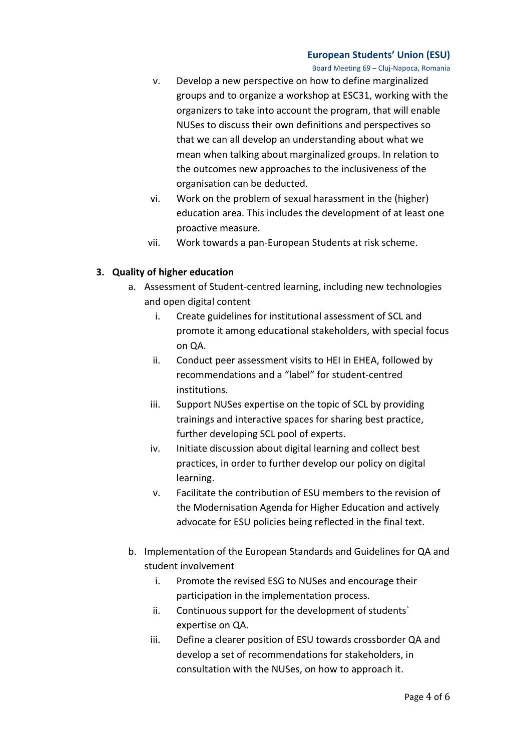v. Develop a new perspective on how to define marginalized groups and to organize a workshop at ESC31, working with the organizers to take into account the program, that will enable NUSes to discuss their own definitions and perspectives so that we can all develop an understanding about what we mean when talking about marginalized groups. In relation to the outcomes new approaches to the inclusiveness of the organisation can be deducted.

vi. Work on the problem of sexual harassment in the (higher) education area. This includes the development of at least one proactive measure.

vii. Work towards a pan-European Students at risk scheme.

**3. Quality of higher education**

a. Assessment of Student-centred learning, including new technologies and open digital content

   i. Create guidelines for institutional assessment of SCL and promote it among educational stakeholders, with special focus on QA.

   ii. Conduct peer assessment visits to HEI in EHEA, followed by recommendations and a "label" for student-centred institutions.

   iii. Support NUSes expertise on the topic of SCL by providing trainings and interactive spaces for sharing best practice, further developing SCL pool of experts.

   iv. Initiate discussion about digital learning and collect best practices, in order to further develop our policy on digital learning.

   v. Facilitate the contribution of ESU members to the revision of the Modernisation Agenda for Higher Education and actively advocate for ESU policies being reflected in the final text.

b. Implementation of the European Standards and Guidelines for QA and student involvement

   i. Promote the revised ESG to NUSes and encourage their participation in the implementation process.

   ii. Continuous support for the development of students` expertise on QA.

   iii. Define a clearer position of ESU towards crossborder QA and develop a set of recommendations for stakeholders, in consultation with the NUSes, on how to approach it.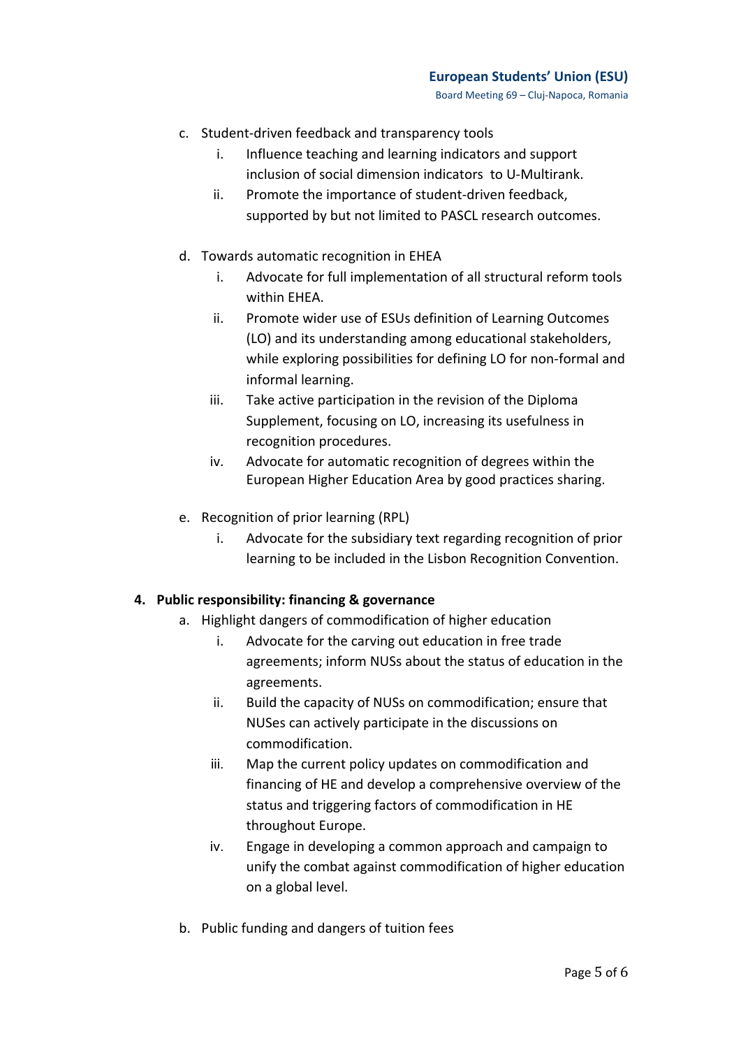c. Student-driven feedback and transparency tools
   i. Influence teaching and learning indicators and support inclusion of social dimension indicators to U-Multirank.
   ii. Promote the importance of student-driven feedback, supported by but not limited to PASCL research outcomes.

d. Towards automatic recognition in EHEA
   i. Advocate for full implementation of all structural reform tools within EHEA.
   ii. Promote wider use of ESUs definition of Learning Outcomes (LO) and its understanding among educational stakeholders, while exploring possibilities for defining LO for non-formal and informal learning.
   iii. Take active participation in the revision of the Diploma Supplement, focusing on LO, increasing its usefulness in recognition procedures.
   iv. Advocate for automatic recognition of degrees within the European Higher Education Area by good practices sharing.

e. Recognition of prior learning (RPL)
   i. Advocate for the subsidiary text regarding recognition of prior learning to be included in the Lisbon Recognition Convention.

**4. Public responsibility: financing & governance**

a. Highlight dangers of commodification of higher education
   i. Advocate for the carving out education in free trade agreements; inform NUSs about the status of education in the agreements.
   ii. Build the capacity of NUSs on commodification; ensure that NUSes can actively participate in the discussions on commodification.
   iii. Map the current policy updates on commodification and financing of HE and develop a comprehensive overview of the status and triggering factors of commodification in HE throughout Europe.
   iv. Engage in developing a common approach and campaign to unify the combat against commodification of higher education on a global level.

b. Public funding and dangers of tuition fees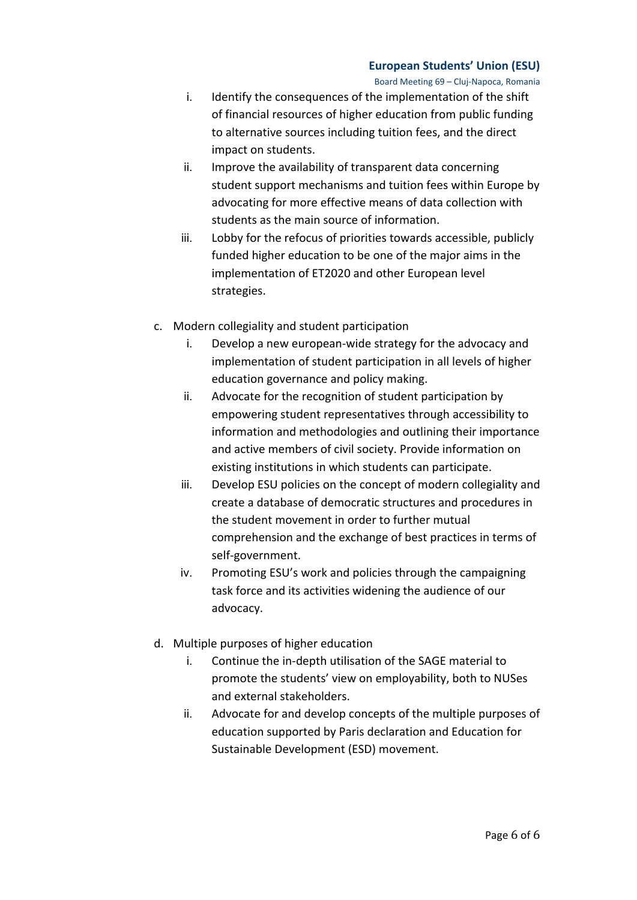i. Identify the consequences of the implementation of the shift of financial resources of higher education from public funding to alternative sources including tuition fees, and the direct impact on students.
ii. Improve the availability of transparent data concerning student support mechanisms and tuition fees within Europe by advocating for more effective means of data collection with students as the main source of information.
iii. Lobby for the refocus of priorities towards accessible, publicly funded higher education to be one of the major aims in the implementation of ET2020 and other European level strategies.

c. Modern collegiality and student participation
    i. Develop a new european-wide strategy for the advocacy and implementation of student participation in all levels of higher education governance and policy making.
    ii. Advocate for the recognition of student participation by empowering student representatives through accessibility to information and methodologies and outlining their importance and active members of civil society. Provide information on existing institutions in which students can participate.
    iii. Develop ESU policies on the concept of modern collegiality and create a database of democratic structures and procedures in the student movement in order to further mutual comprehension and the exchange of best practices in terms of self-government.
    iv. Promoting ESU's work and policies through the campaigning task force and its activities widening the audience of our advocacy.

d. Multiple purposes of higher education
    i. Continue the in-depth utilisation of the SAGE material to promote the students' view on employability, both to NUSes and external stakeholders.
    ii. Advocate for and develop concepts of the multiple purposes of education supported by Paris declaration and Education for Sustainable Development (ESD) movement.